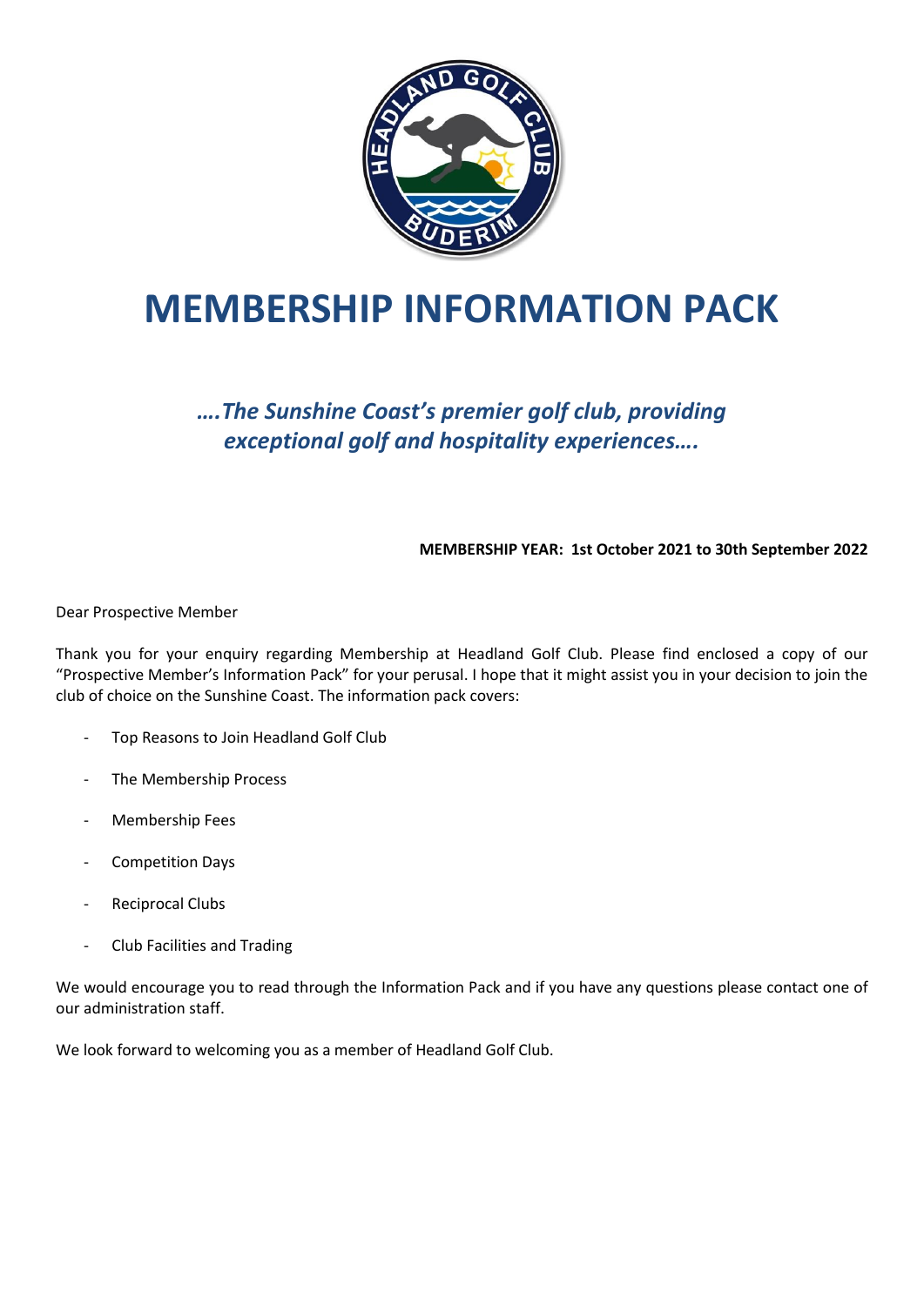# MEMBERSHIP INFORMATION PACK

*….The Sunshine Coast's premier golf club, providing exceptional golf and hospitality experiences….*

**MEMBERSHIP YEAR: 1st October 2021 to 30th September 2022**

Dear Prospective Member

Thank you for your enquiry regarding Membership at Headland Golf Club. Please find enclosed a copy of our "Prospective Member's Information Pack" for your perusal. I hope that it might assist you in your decision to join the club of choice on the Sunshine Coast. The information pack covers:

- Top Reasons to Join Headland Golf Club
- The Membership Process
- Membership Fees
- Competition Days
- Reciprocal Clubs
- Club Facilities and Trading

We would encourage you to read through the Information Pack and if you have any questions please contact one of our administration staff.

We look forward to welcoming you as a member of Headland Golf Club.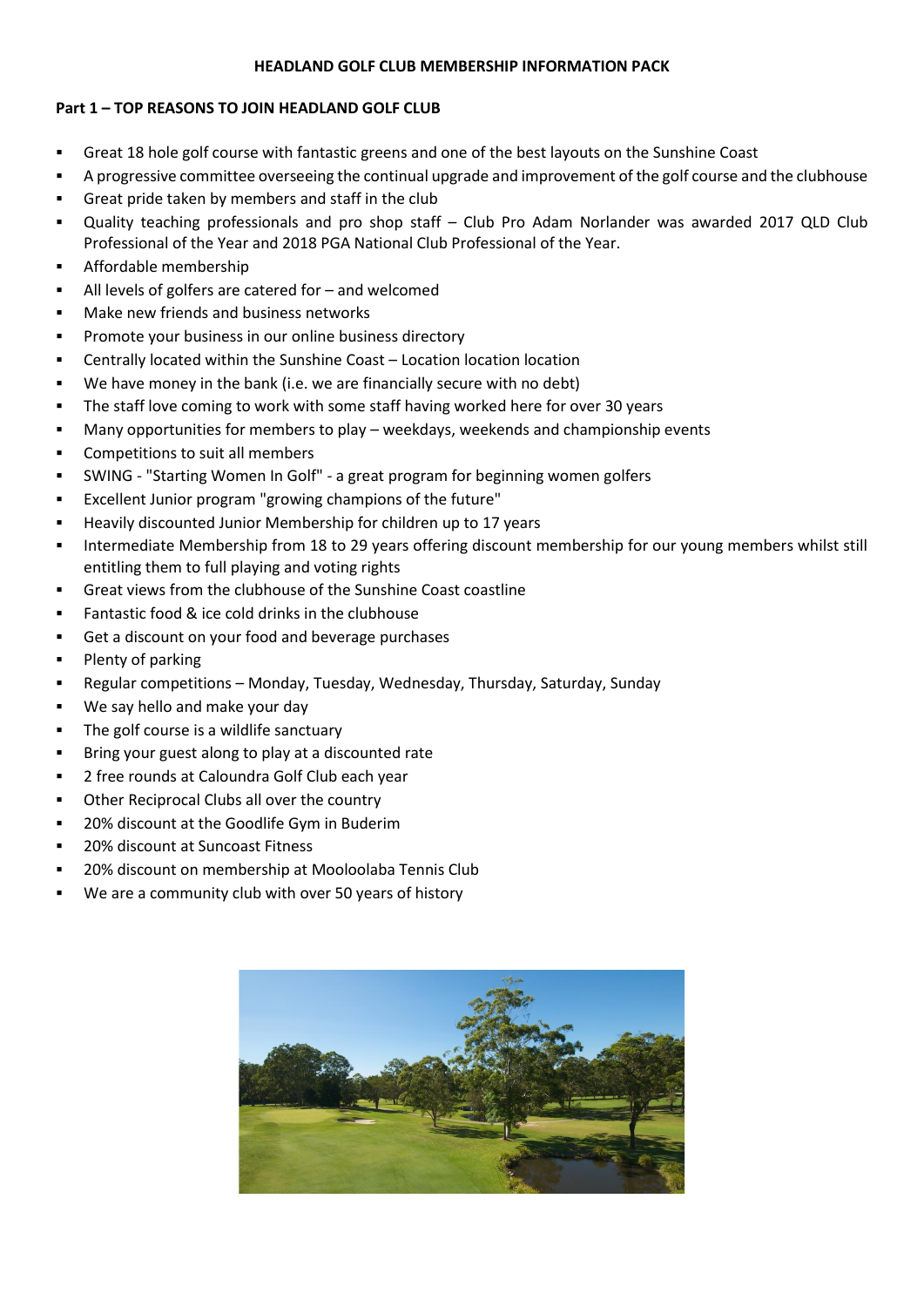# HEADLAND GOLF CLUB MEMBERSHIP INFORMATION PACK

## Part 1 – TOP REASONS TO JOIN HEADLAND GOLF CLUB

- Great 18 hole golf course with fantastic greens and one of the best layouts on the Sunshine Coast
- A progressive committee overseeing the continual upgrade and improvement of the golf course and the clubhouse
- Great pride taken by members and staff in the club
- Quality teaching professionals and pro shop staff – Club Pro Adam Norlander was awarded 2017 QLD Club Professional of the Year and 2018 PGA National Club Professional of the Year.
- Affordable membership
- All levels of golfers are catered for – and welcomed
- Make new friends and business networks
- Promote your business in our online business directory
- Centrally located within the Sunshine Coast – Location location location
- We have money in the bank (i.e. we are financially secure with no debt)
- The staff love coming to work with some staff having worked here for over 30 years
- Many opportunities for members to play – weekdays, weekends and championship events
- Competitions to suit all members
- SWING - "Starting Women In Golf" - a great program for beginning women golfers
- Excellent Junior program "growing champions of the future"
- Heavily discounted Junior Membership for children up to 17 years
- Intermediate Membership from 18 to 29 years offering discount membership for our young members whilst still entitling them to full playing and voting rights
- Great views from the clubhouse of the Sunshine Coast coastline
- Fantastic food & ice cold drinks in the clubhouse
- Get a discount on your food and beverage purchases
- Plenty of parking
- Regular competitions – Monday, Tuesday, Wednesday, Thursday, Saturday, Sunday
- We say hello and make your day
- The golf course is a wildlife sanctuary
- Bring your guest along to play at a discounted rate
- 2 free rounds at Caloundra Golf Club each year
- Other Reciprocal Clubs all over the country
- 20% discount at the Goodlife Gym in Buderim
- 20% discount at Suncoast Fitness
- 20% discount on membership at Mooloolaba Tennis Club
- We are a community club with over 50 years of history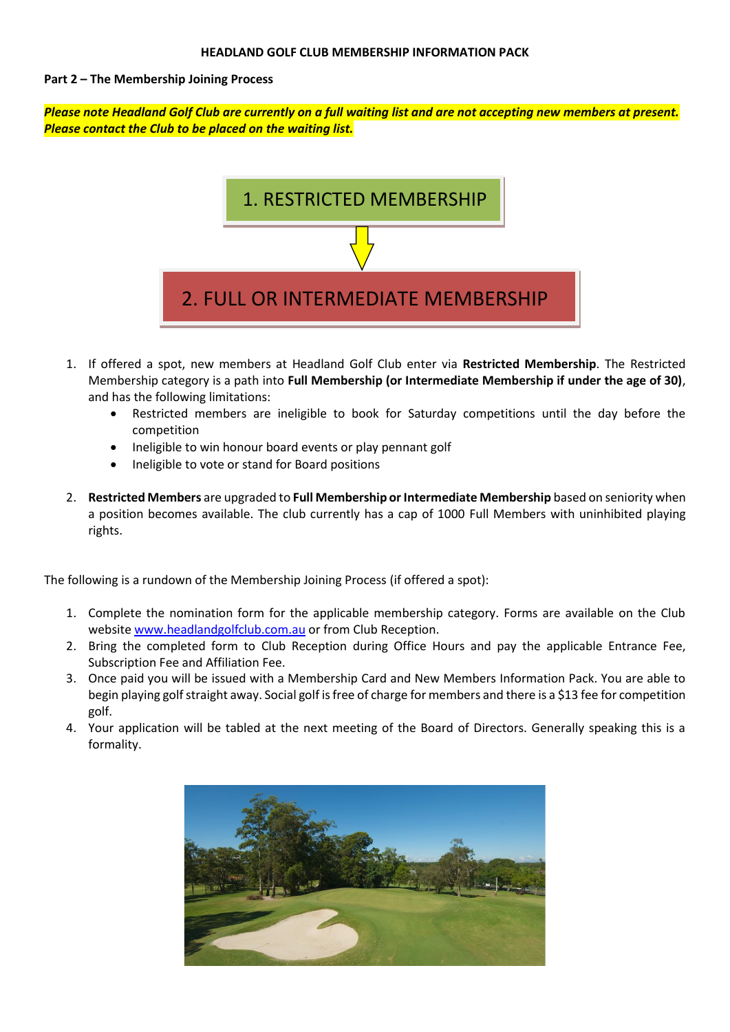**HEADLAND GOLF CLUB MEMBERSHIP INFORMATION PACK**

**Part 2 – The Membership Joining Process**

***Please note Headland Golf Club are currently on a full waiting list and are not accepting new members at present. Please contact the Club to be placed on the waiting list.***

1. RESTRICTED MEMBERSHIP

2. FULL OR INTERMEDIATE MEMBERSHIP

1. If offered a spot, new members at Headland Golf Club enter via **Restricted Membership**. The Restricted Membership category is a path into **Full Membership (or Intermediate Membership if under the age of 30)**, and has the following limitations:
   - Restricted members are ineligible to book for Saturday competitions until the day before the competition
   - Ineligible to win honour board events or play pennant golf
   - Ineligible to vote or stand for Board positions

2. **Restricted Members** are upgraded to **Full Membership or Intermediate Membership** based on seniority when a position becomes available. The club currently has a cap of 1000 Full Members with uninhibited playing rights.

The following is a rundown of the Membership Joining Process (if offered a spot):

1. Complete the nomination form for the applicable membership category. Forms are available on the Club website www.headlandgolfclub.com.au or from Club Reception.
2. Bring the completed form to Club Reception during Office Hours and pay the applicable Entrance Fee, Subscription Fee and Affiliation Fee.
3. Once paid you will be issued with a Membership Card and New Members Information Pack. You are able to begin playing golf straight away. Social golf is free of charge for members and there is a $13 fee for competition golf.
4. Your application will be tabled at the next meeting of the Board of Directors. Generally speaking this is a formality.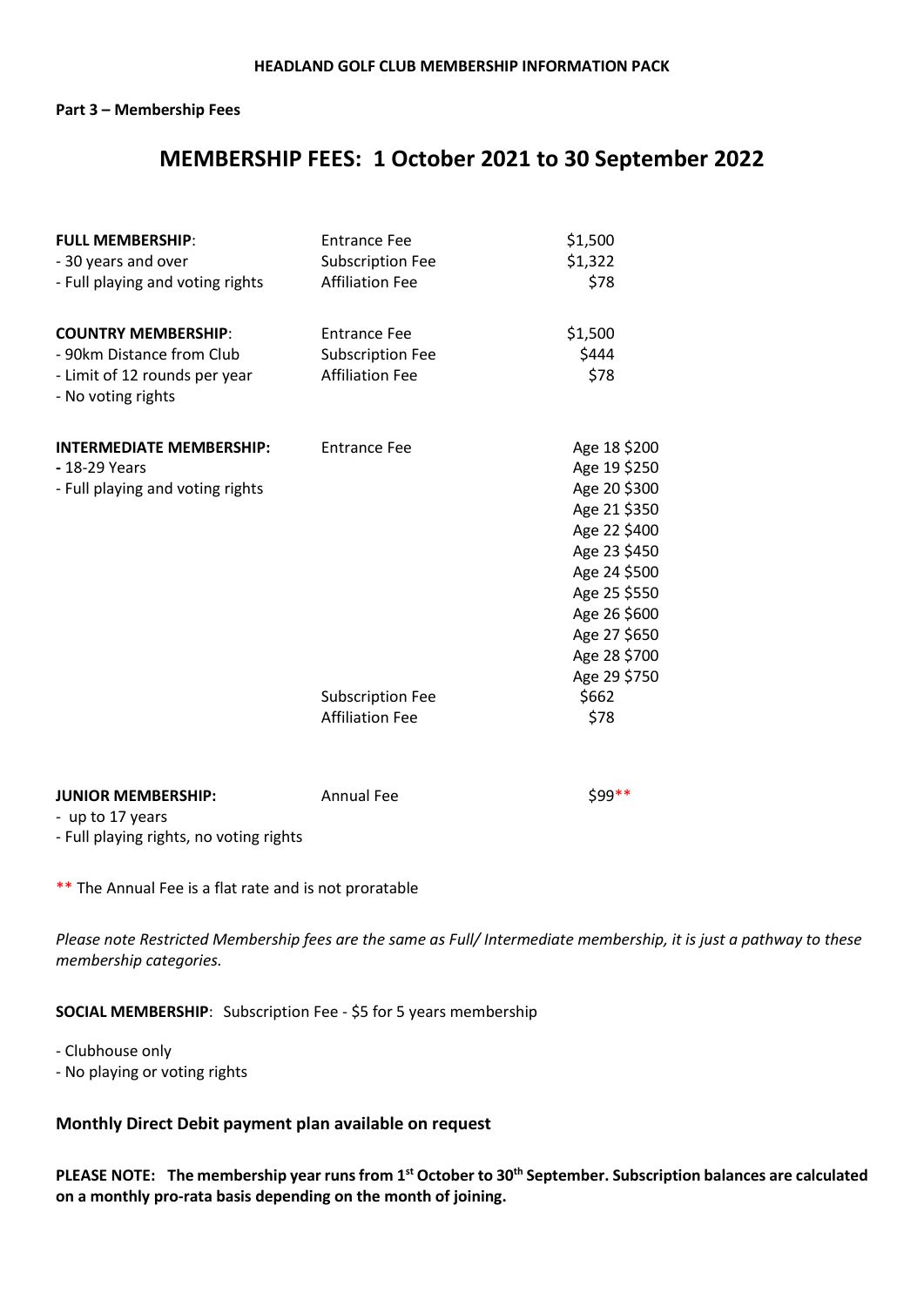**Part 3 – Membership Fees**

# MEMBERSHIP FEES: 1 October 2021 to 30 September 2022

| | | |
|---|---|---|
| **FULL MEMBERSHIP**: | Entrance Fee | $1,500 |
| - 30 years and over | Subscription Fee | $1,322 |
| - Full playing and voting rights | Affiliation Fee | $78 |
| | | |
| **COUNTRY MEMBERSHIP**: | Entrance Fee | $1,500 |
| - 90km Distance from Club | Subscription Fee | $444 |
| - Limit of 12 rounds per year | Affiliation Fee | $78 |
| - No voting rights | | |
| | | |
| **INTERMEDIATE MEMBERSHIP:** | Entrance Fee | Age 18 $200 |
| - 18-29 Years | | Age 19 $250 |
| - Full playing and voting rights | | Age 20 $300 |
| | | Age 21 $350 |
| | | Age 22 $400 |
| | | Age 23 $450 |
| | | Age 24 $500 |
| | | Age 25 $550 |
| | | Age 26 $600 |
| | | Age 27 $650 |
| | | Age 28 $700 |
| | | Age 29 $750 |
| | Subscription Fee | $662 |
| | Affiliation Fee | $78 |
| | | |
| **JUNIOR MEMBERSHIP:** | Annual Fee | $99** |
| - up to 17 years | | |
| - Full playing rights, no voting rights | | |

** The Annual Fee is a flat rate and is not proratable

*Please note Restricted Membership fees are the same as Full/ Intermediate membership, it is just a pathway to these membership categories.*

**SOCIAL MEMBERSHIP**: Subscription Fee - $5 for 5 years membership

- Clubhouse only
- No playing or voting rights

**Monthly Direct Debit payment plan available on request**

**PLEASE NOTE: The membership year runs from 1st October to 30th September. Subscription balances are calculated on a monthly pro-rata basis depending on the month of joining.**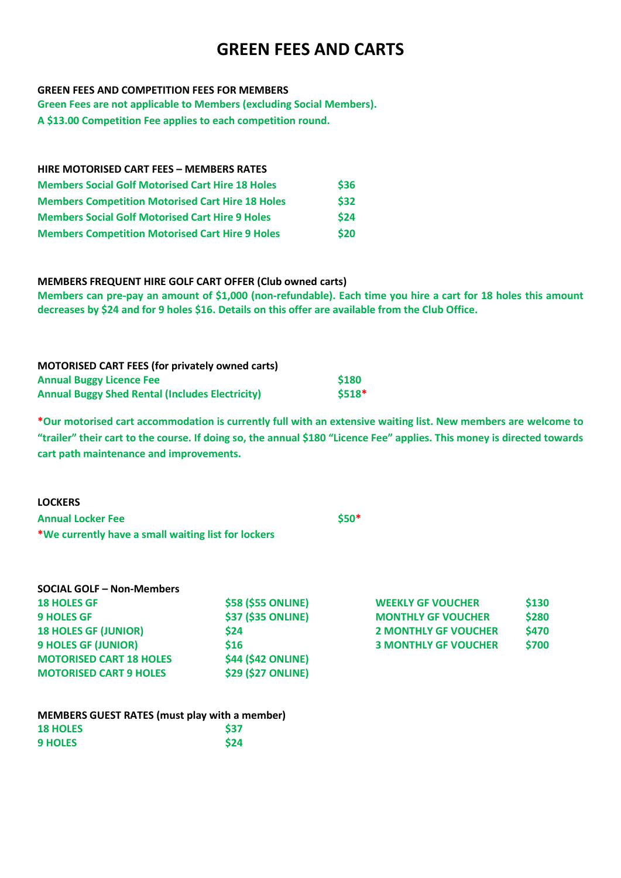# GREEN FEES AND CARTS

**GREEN FEES AND COMPETITION FEES FOR MEMBERS**

**Green Fees are not applicable to Members (excluding Social Members).**

**A $13.00 Competition Fee applies to each competition round.**

**HIRE MOTORISED CART FEES – MEMBERS RATES**

| | |
|---|---|
| **Members Social Golf Motorised Cart Hire 18 Holes** | **$36** |
| **Members Competition Motorised Cart Hire 18 Holes** | **$32** |
| **Members Social Golf Motorised Cart Hire 9 Holes** | **$24** |
| **Members Competition Motorised Cart Hire 9 Holes** | **$20** |

**MEMBERS FREQUENT HIRE GOLF CART OFFER (Club owned carts)**

**Members can pre-pay an amount of $1,000 (non-refundable). Each time you hire a cart for 18 holes this amount decreases by $24 and for 9 holes $16. Details on this offer are available from the Club Office.**

**MOTORISED CART FEES (for privately owned carts)**

| | |
|---|---|
| **Annual Buggy Licence Fee** | **$180** |
| **Annual Buggy Shed Rental (Includes Electricity)** | **$518*** |

**\*Our motorised cart accommodation is currently full with an extensive waiting list. New members are welcome to "trailer" their cart to the course. If doing so, the annual $180 "Licence Fee" applies. This money is directed towards cart path maintenance and improvements.**

**LOCKERS**

| | |
|---|---|
| **Annual Locker Fee** | **$50*** |

**\*We currently have a small waiting list for lockers**

**SOCIAL GOLF – Non-Members**

| | | | |
|---|---|---|---|
| **18 HOLES GF** | **$58 ($55 ONLINE)** | **WEEKLY GF VOUCHER** | **$130** |
| **9 HOLES GF** | **$37 ($35 ONLINE)** | **MONTHLY GF VOUCHER** | **$280** |
| **18 HOLES GF (JUNIOR)** | **$24** | **2 MONTHLY GF VOUCHER** | **$470** |
| **9 HOLES GF (JUNIOR)** | **$16** | **3 MONTHLY GF VOUCHER** | **$700** |
| **MOTORISED CART 18 HOLES** | **$44 ($42 ONLINE)** | | |
| **MOTORISED CART 9 HOLES** | **$29 ($27 ONLINE)** | | |

**MEMBERS GUEST RATES (must play with a member)**

| | |
|---|---|
| **18 HOLES** | **$37** |
| **9 HOLES** | **$24** |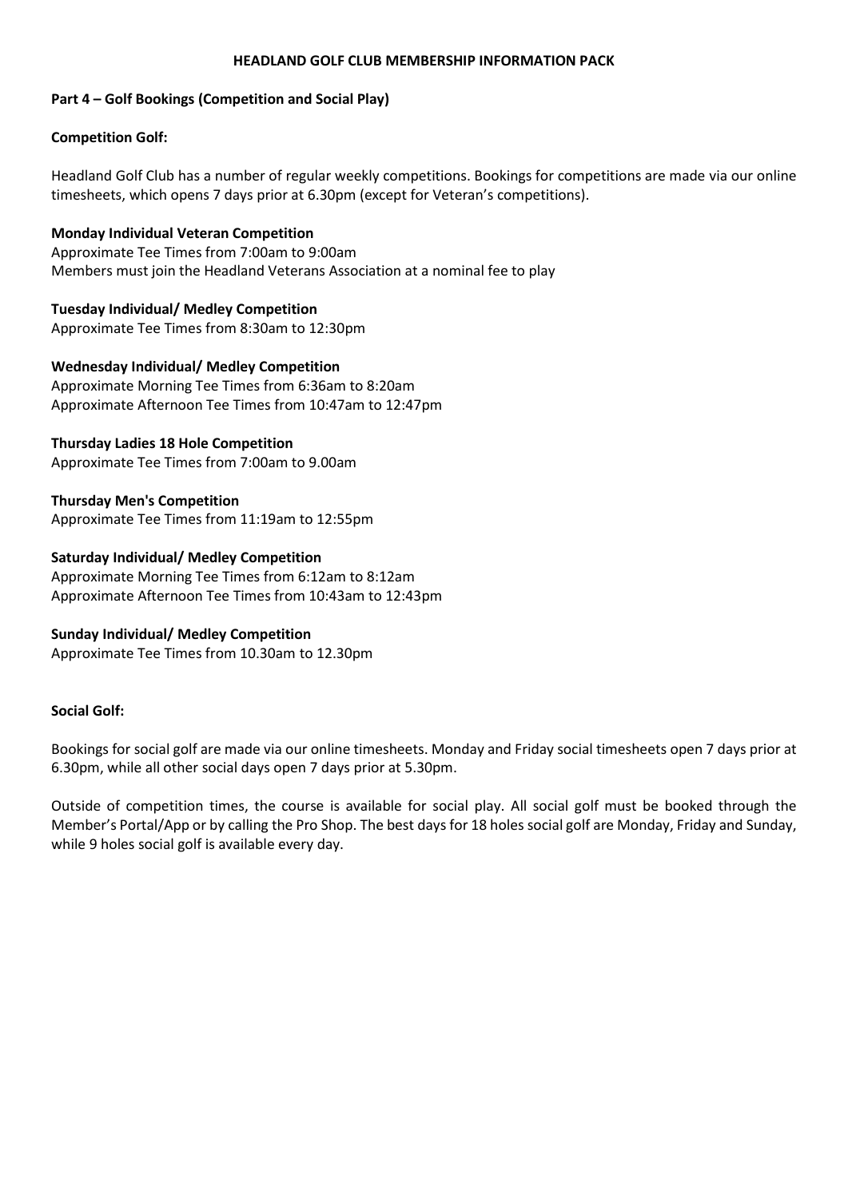# HEADLAND GOLF CLUB MEMBERSHIP INFORMATION PACK

## Part 4 – Golf Bookings (Competition and Social Play)

### Competition Golf:

Headland Golf Club has a number of regular weekly competitions. Bookings for competitions are made via our online timesheets, which opens 7 days prior at 6.30pm (except for Veteran's competitions).

**Monday Individual Veteran Competition**
Approximate Tee Times from 7:00am to 9:00am
Members must join the Headland Veterans Association at a nominal fee to play

**Tuesday Individual/ Medley Competition**
Approximate Tee Times from 8:30am to 12:30pm

**Wednesday Individual/ Medley Competition**
Approximate Morning Tee Times from 6:36am to 8:20am
Approximate Afternoon Tee Times from 10:47am to 12:47pm

**Thursday Ladies 18 Hole Competition**
Approximate Tee Times from 7:00am to 9.00am

**Thursday Men's Competition**
Approximate Tee Times from 11:19am to 12:55pm

**Saturday Individual/ Medley Competition**
Approximate Morning Tee Times from 6:12am to 8:12am
Approximate Afternoon Tee Times from 10:43am to 12:43pm

**Sunday Individual/ Medley Competition**
Approximate Tee Times from 10.30am to 12.30pm

### Social Golf:

Bookings for social golf are made via our online timesheets. Monday and Friday social timesheets open 7 days prior at 6.30pm, while all other social days open 7 days prior at 5.30pm.

Outside of competition times, the course is available for social play. All social golf must be booked through the Member's Portal/App or by calling the Pro Shop. The best days for 18 holes social golf are Monday, Friday and Sunday, while 9 holes social golf is available every day.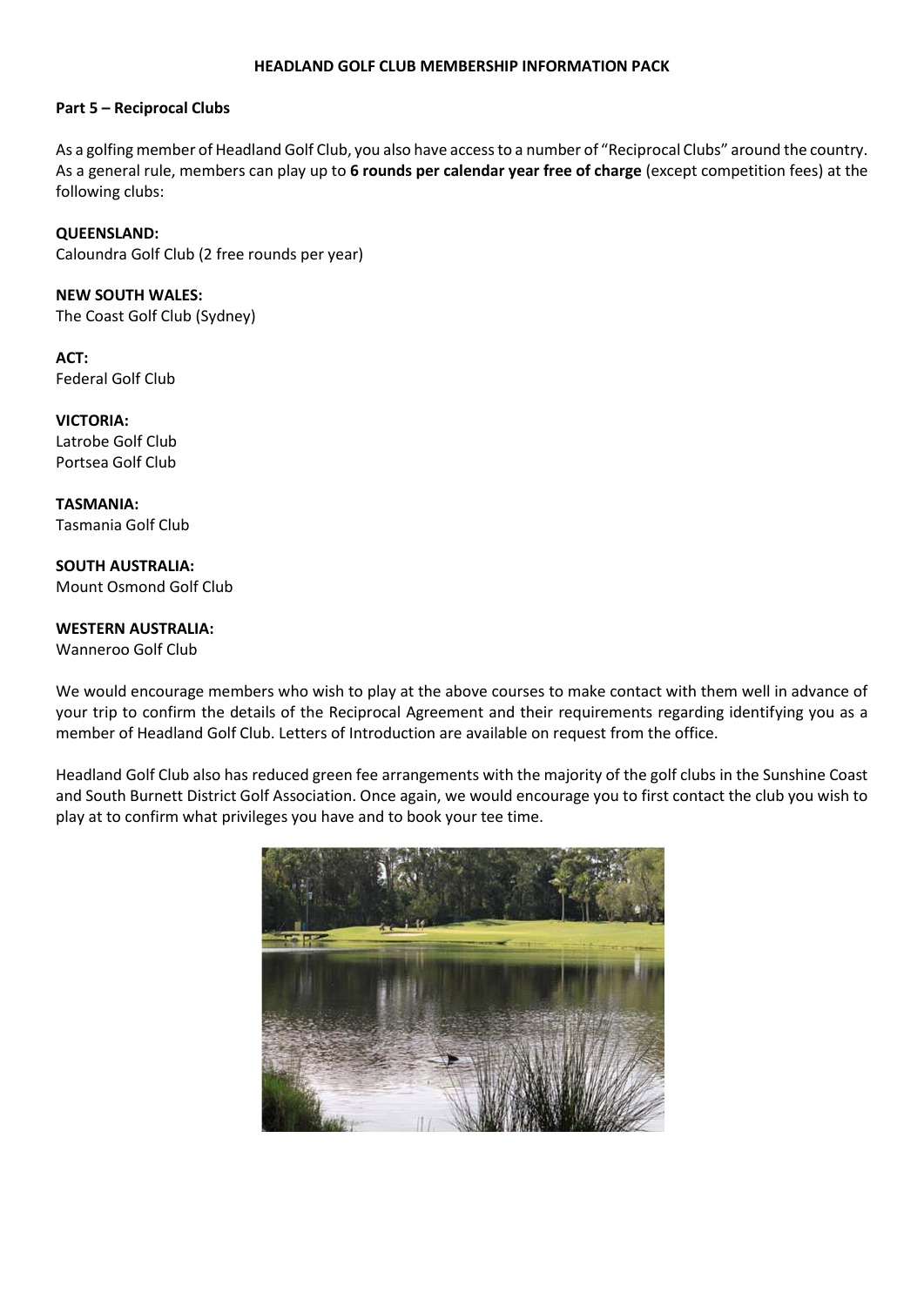# HEADLAND GOLF CLUB MEMBERSHIP INFORMATION PACK

## Part 5 – Reciprocal Clubs

As a golfing member of Headland Golf Club, you also have access to a number of "Reciprocal Clubs" around the country. As a general rule, members can play up to **6 rounds per calendar year free of charge** (except competition fees) at the following clubs:

**QUEENSLAND:**
Caloundra Golf Club (2 free rounds per year)

**NEW SOUTH WALES:**
The Coast Golf Club (Sydney)

**ACT:**
Federal Golf Club

**VICTORIA:**
Latrobe Golf Club
Portsea Golf Club

**TASMANIA:**
Tasmania Golf Club

**SOUTH AUSTRALIA:**
Mount Osmond Golf Club

**WESTERN AUSTRALIA:**
Wanneroo Golf Club

We would encourage members who wish to play at the above courses to make contact with them well in advance of your trip to confirm the details of the Reciprocal Agreement and their requirements regarding identifying you as a member of Headland Golf Club. Letters of Introduction are available on request from the office.

Headland Golf Club also has reduced green fee arrangements with the majority of the golf clubs in the Sunshine Coast and South Burnett District Golf Association. Once again, we would encourage you to first contact the club you wish to play at to confirm what privileges you have and to book your tee time.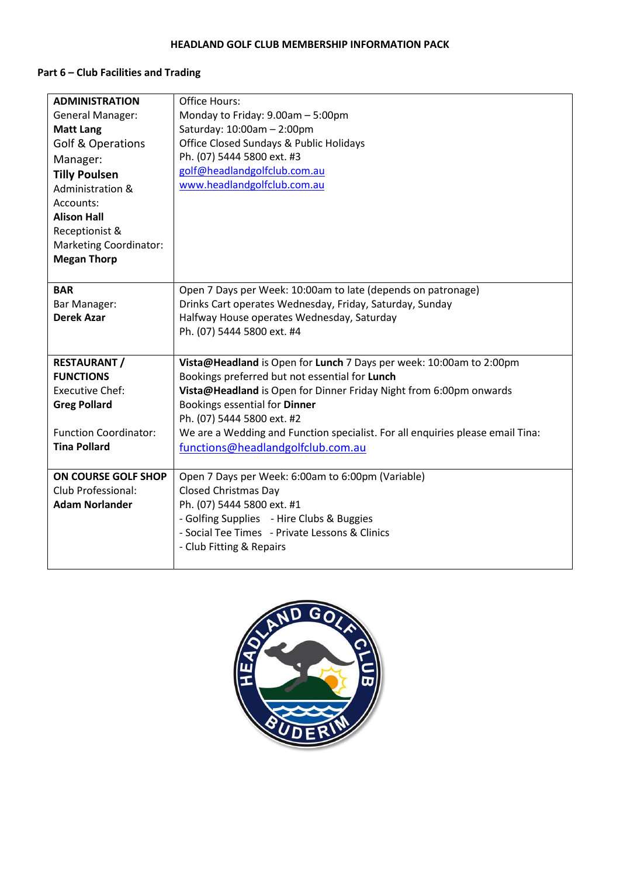**HEADLAND GOLF CLUB MEMBERSHIP INFORMATION PACK**

**Part 6 – Club Facilities and Trading**

| | |
|---|---|
| **ADMINISTRATION**<br>General Manager:<br>**Matt Lang**<br>Golf & Operations Manager:<br>**Tilly Poulsen**<br>Administration & Accounts:<br>**Alison Hall**<br>Receptionist & Marketing Coordinator:<br>**Megan Thorp** | Office Hours:<br>Monday to Friday: 9.00am – 5:00pm<br>Saturday: 10:00am – 2:00pm<br>Office Closed Sundays & Public Holidays<br>Ph. (07) 5444 5800 ext. #3<br>golf@headlandgolfclub.com.au<br>www.headlandgolfclub.com.au |
| **BAR**<br>Bar Manager:<br>**Derek Azar** | Open 7 Days per Week: 10:00am to late (depends on patronage)<br>Drinks Cart operates Wednesday, Friday, Saturday, Sunday<br>Halfway House operates Wednesday, Saturday<br>Ph. (07) 5444 5800 ext. #4 |
| **RESTAURANT / FUNCTIONS**<br>Executive Chef:<br>**Greg Pollard**<br><br>Function Coordinator:<br>**Tina Pollard** | **Vista@Headland** is Open for **Lunch** 7 Days per week: 10:00am to 2:00pm<br>Bookings preferred but not essential for **Lunch**<br>**Vista@Headland** is Open for Dinner Friday Night from 6:00pm onwards<br>Bookings essential for **Dinner**<br>Ph. (07) 5444 5800 ext. #2<br>We are a Wedding and Function specialist. For all enquiries please email Tina:<br>functions@headlandgolfclub.com.au |
| **ON COURSE GOLF SHOP**<br>Club Professional:<br>**Adam Norlander** | Open 7 Days per Week: 6:00am to 6:00pm (Variable)<br>Closed Christmas Day<br>Ph. (07) 5444 5800 ext. #1<br>- Golfing Supplies - Hire Clubs & Buggies<br>- Social Tee Times - Private Lessons & Clinics<br>- Club Fitting & Repairs |

HEADLAND GOLF CLUB BUDERIM